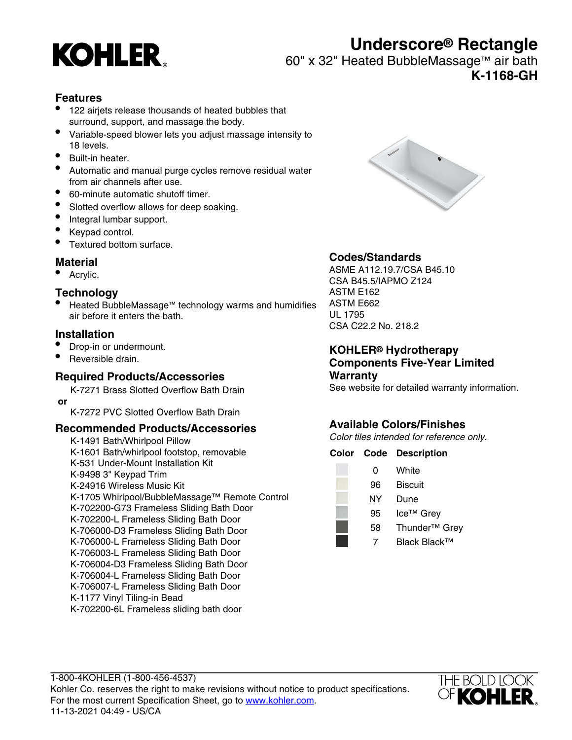# Underscore® Rectangle

## 60" x 32" Heated BubbleMassage™ air bath

## K-1168-GH

### Features

- 122 airjets release thousands of heated bubbles that surround, support, and massage the body.
- Variable-speed blower lets you adjust massage intensity to 18 levels.
- Built-in heater.
- Automatic and manual purge cycles remove residual water from air channels after use.
- 60-minute automatic shutoff timer.
- Slotted overflow allows for deep soaking.
- Integral lumbar support.
- Keypad control.
- Textured bottom surface.

### Material

- Acrylic.

### Technology

- Heated BubbleMassage™ technology warms and humidifies air before it enters the bath.

### Installation

- Drop-in or undermount.
- Reversible drain.

### Required Products/Accessories

K-7271 Brass Slotted Overflow Bath Drain

**or**

K-7272 PVC Slotted Overflow Bath Drain

### Recommended Products/Accessories

K-1491 Bath/Whirlpool Pillow
K-1601 Bath/whirlpool footstop, removable
K-531 Under-Mount Installation Kit
K-9498 3" Keypad Trim
K-24916 Wireless Music Kit
K-1705 Whirlpool/BubbleMassage™ Remote Control
K-702200-G73 Frameless Sliding Bath Door
K-702200-L Frameless Sliding Bath Door
K-706000-D3 Frameless Sliding Bath Door
K-706000-L Frameless Sliding Bath Door
K-706003-L Frameless Sliding Bath Door
K-706004-D3 Frameless Sliding Bath Door
K-706004-L Frameless Sliding Bath Door
K-706007-L Frameless Sliding Bath Door
K-1177 Vinyl Tiling-in Bead
K-702200-6L Frameless sliding bath door

### Codes/Standards

ASME A112.19.7/CSA B45.10
CSA B45.5/IAPMO Z124
ASTM E162
ASTM E662
UL 1795
CSA C22.2 No. 218.2

### KOHLER® Hydrotherapy Components Five-Year Limited Warranty

See website for detailed warranty information.

### Available Colors/Finishes

*Color tiles intended for reference only.*

| Color | Code | Description |
| --- | --- | --- |
| | 0 | White |
| | 96 | Biscuit |
| | NY | Dune |
| | 95 | Ice™ Grey |
| | 58 | Thunder™ Grey |
| | 7 | Black Black™ |

1-800-4KOHLER (1-800-456-4537)
Kohler Co. reserves the right to make revisions without notice to product specifications.
For the most current Specification Sheet, go to www.kohler.com.
11-13-2021 04:49 - US/CA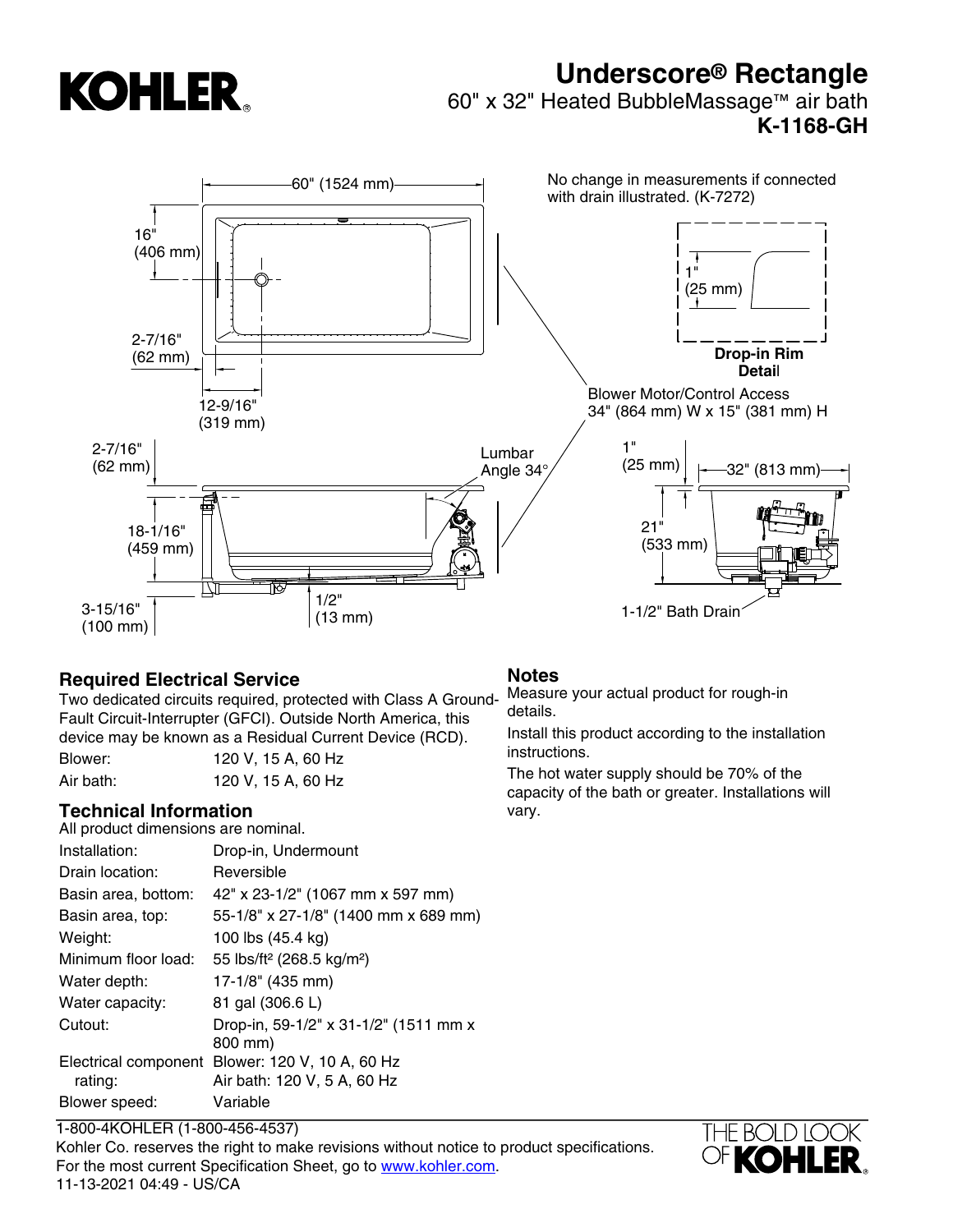# Underscore® Rectangle

60" x 32" Heated BubbleMassage™ air bath

**K-1168-GH**

60" (1524 mm)

16" (406 mm)

2-7/16" (62 mm)

12-9/16" (319 mm)

No change in measurements if connected with drain illustrated. (K-7272)

1" (25 mm)

**Drop-in Rim Detail**

Blower Motor/Control Access 34" (864 mm) W x 15" (381 mm) H

2-7/16" (62 mm)

18-1/16" (459 mm)

3-15/16" (100 mm)

1/2" (13 mm)

Lumbar Angle 34°

1" (25 mm)

32" (813 mm)

21" (533 mm)

1-1/2" Bath Drain

## Required Electrical Service

Two dedicated circuits required, protected with Class A Ground-Fault Circuit-Interrupter (GFCI). Outside North America, this device may be known as a Residual Current Device (RCD).

| | |
|---|---|
| Blower: | 120 V, 15 A, 60 Hz |
| Air bath: | 120 V, 15 A, 60 Hz |

## Technical Information

All product dimensions are nominal.

| | |
|---|---|
| Installation: | Drop-in, Undermount |
| Drain location: | Reversible |
| Basin area, bottom: | 42" x 23-1/2" (1067 mm x 597 mm) |
| Basin area, top: | 55-1/8" x 27-1/8" (1400 mm x 689 mm) |
| Weight: | 100 lbs (45.4 kg) |
| Minimum floor load: | 55 lbs/ft² (268.5 kg/m²) |
| Water depth: | 17-1/8" (435 mm) |
| Water capacity: | 81 gal (306.6 L) |
| Cutout: | Drop-in, 59-1/2" x 31-1/2" (1511 mm x 800 mm) |
| Electrical component rating: | Blower: 120 V, 10 A, 60 Hz<br>Air bath: 120 V, 5 A, 60 Hz |
| Blower speed: | Variable |

## Notes

Measure your actual product for rough-in details.

Install this product according to the installation instructions.

The hot water supply should be 70% of the capacity of the bath or greater. Installations will vary.

1-800-4KOHLER (1-800-456-4537)

Kohler Co. reserves the right to make revisions without notice to product specifications.

For the most current Specification Sheet, go to www.kohler.com.

11-13-2021 04:49 - US/CA